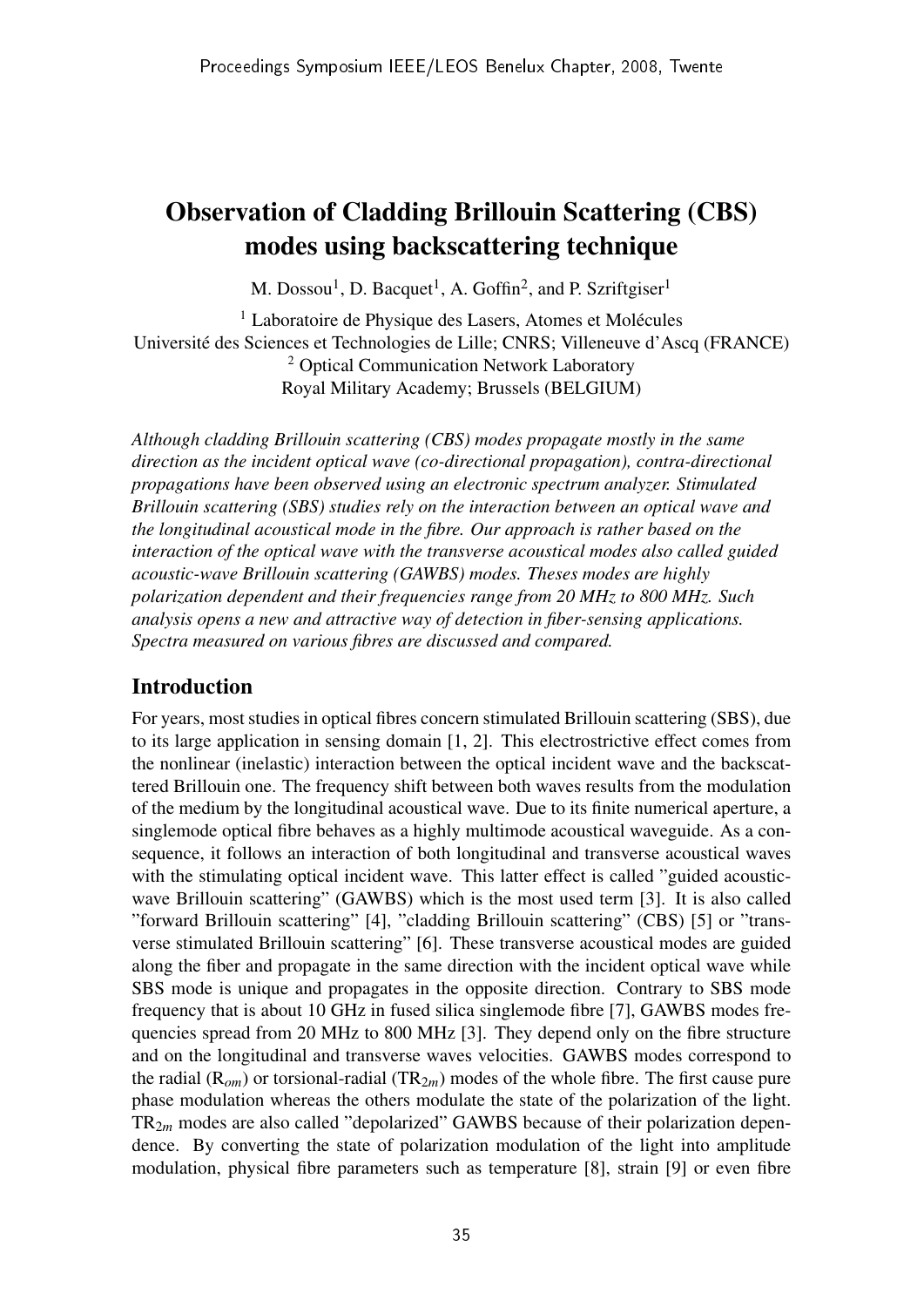# Observation of Cladding Brillouin Scattering (CBS) modes using backscattering technique

M. Dossou[1], D. Bacquet[1], A. Goffin[2], and P. Szriftgiser[1]

[1] Laboratoire de Physique des Lasers, Atomes et Molécules
Université des Sciences et Technologies de Lille; CNRS; Villeneuve d'Ascq (FRANCE)
[2] Optical Communication Network Laboratory
Royal Military Academy; Brussels (BELGIUM)

*Although cladding Brillouin scattering (CBS) modes propagate mostly in the same direction as the incident optical wave (co-directional propagation), contra-directional propagations have been observed using an electronic spectrum analyzer. Stimulated Brillouin scattering (SBS) studies rely on the interaction between an optical wave and the longitudinal acoustical mode in the fibre. Our approach is rather based on the interaction of the optical wave with the transverse acoustical modes also called guided acoustic-wave Brillouin scattering (GAWBS) modes. Theses modes are highly polarization dependent and their frequencies range from 20 MHz to 800 MHz. Such analysis opens a new and attractive way of detection in fiber-sensing applications. Spectra measured on various fibres are discussed and compared.*

## Introduction

For years, most studies in optical fibres concern stimulated Brillouin scattering (SBS), due to its large application in sensing domain [1, 2]. This electrostrictive effect comes from the nonlinear (inelastic) interaction between the optical incident wave and the backscattered Brillouin one. The frequency shift between both waves results from the modulation of the medium by the longitudinal acoustical wave. Due to its finite numerical aperture, a singlemode optical fibre behaves as a highly multimode acoustical waveguide. As a consequence, it follows an interaction of both longitudinal and transverse acoustical waves with the stimulating optical incident wave. This latter effect is called "guided acoustic-wave Brillouin scattering" (GAWBS) which is the most used term [3]. It is also called "forward Brillouin scattering" [4], "cladding Brillouin scattering" (CBS) [5] or "transverse stimulated Brillouin scattering" [6]. These transverse acoustical modes are guided along the fiber and propagate in the same direction with the incident optical wave while SBS mode is unique and propagates in the opposite direction. Contrary to SBS mode frequency that is about 10 GHz in fused silica singlemode fibre [7], GAWBS modes frequencies spread from 20 MHz to 800 MHz [3]. They depend only on the fibre structure and on the longitudinal and transverse waves velocities. GAWBS modes correspond to the radial ($R_{om}$) or torsional-radial ($TR_{2m}$) modes of the whole fibre. The first cause pure phase modulation whereas the others modulate the state of the polarization of the light. $TR_{2m}$ modes are also called "depolarized" GAWBS because of their polarization dependence. By converting the state of polarization modulation of the light into amplitude modulation, physical fibre parameters such as temperature [8], strain [9] or even fibre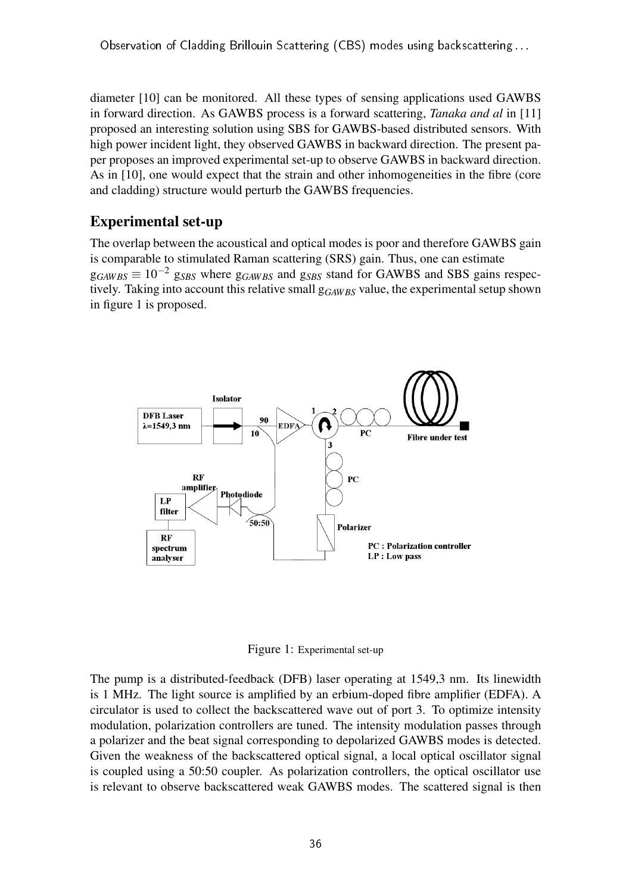diameter [10] can be monitored. All these types of sensing applications used GAWBS in forward direction. As GAWBS process is a forward scattering, *Tanaka and al* in [11] proposed an interesting solution using SBS for GAWBS-based distributed sensors. With high power incident light, they observed GAWBS in backward direction. The present paper proposes an improved experimental set-up to observe GAWBS in backward direction. As in [10], one would expect that the strain and other inhomogeneities in the fibre (core and cladding) structure would perturb the GAWBS frequencies.

## Experimental set-up

The overlap between the acoustical and optical modes is poor and therefore GAWBS gain is comparable to stimulated Raman scattering (SRS) gain. Thus, one can estimate $g_{GAWBS} \equiv 10^{-2}\ g_{SBS}$ where $g_{GAWBS}$ and $g_{SBS}$ stand for GAWBS and SBS gains respectively. Taking into account this relative small $g_{GAWBS}$ value, the experimental setup shown in figure 1 is proposed.

Figure 1: Experimental set-up

The pump is a distributed-feedback (DFB) laser operating at 1549,3 nm. Its linewidth is 1 MHz. The light source is amplified by an erbium-doped fibre amplifier (EDFA). A circulator is used to collect the backscattered wave out of port 3. To optimize intensity modulation, polarization controllers are tuned. The intensity modulation passes through a polarizer and the beat signal corresponding to depolarized GAWBS modes is detected. Given the weakness of the backscattered optical signal, a local optical oscillator signal is coupled using a 50:50 coupler. As polarization controllers, the optical oscillator use is relevant to observe backscattered weak GAWBS modes. The scattered signal is then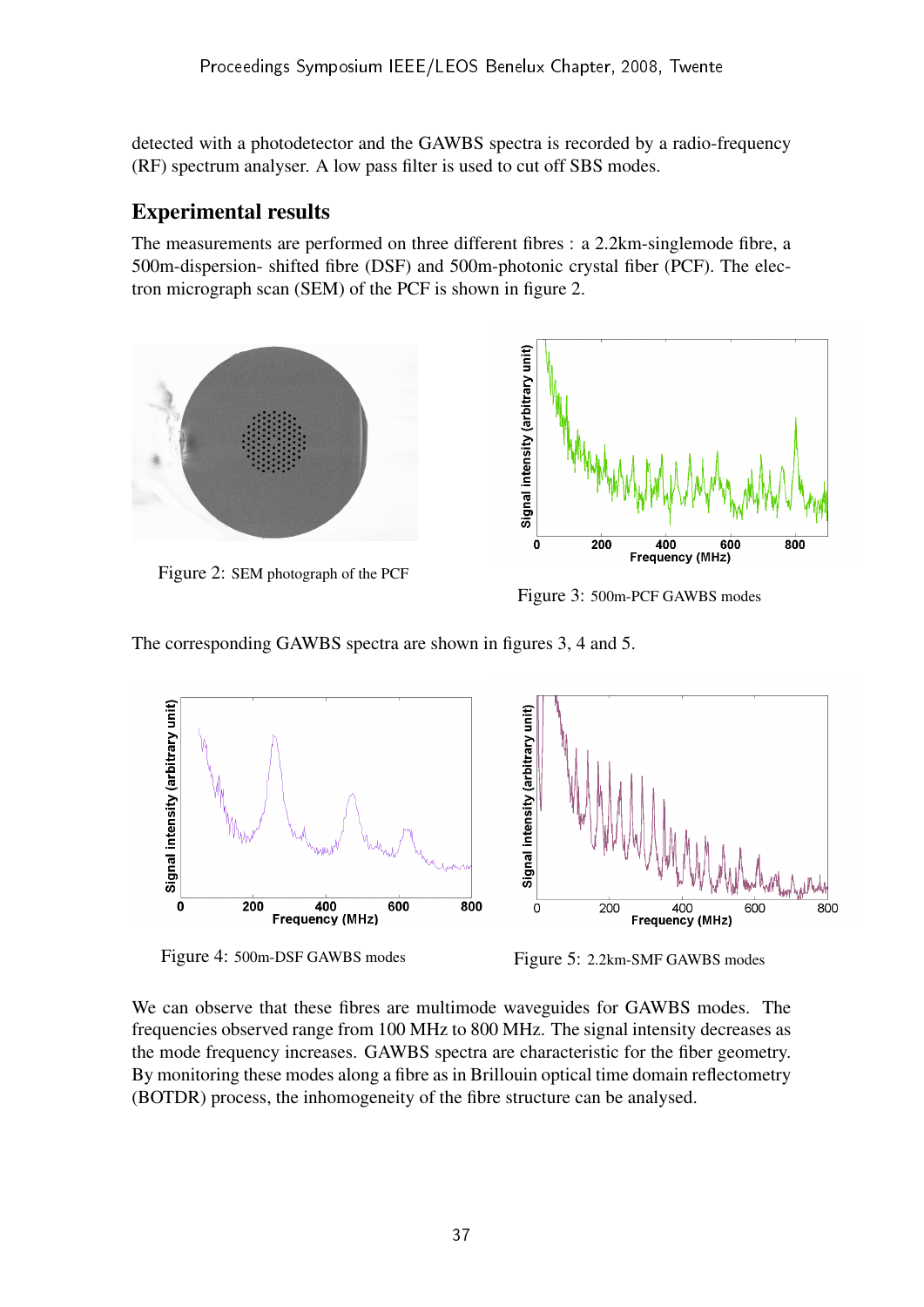detected with a photodetector and the GAWBS spectra is recorded by a radio-frequency (RF) spectrum analyser. A low pass filter is used to cut off SBS modes.

## Experimental results

The measurements are performed on three different fibres : a 2.2km-singlemode fibre, a 500m-dispersion- shifted fibre (DSF) and 500m-photonic crystal fiber (PCF). The electron micrograph scan (SEM) of the PCF is shown in figure 2.

Figure 2: SEM photograph of the PCF

Figure 3: 500m-PCF GAWBS modes

The corresponding GAWBS spectra are shown in figures 3, 4 and 5.

Figure 4: 500m-DSF GAWBS modes

Figure 5: 2.2km-SMF GAWBS modes

We can observe that these fibres are multimode waveguides for GAWBS modes. The frequencies observed range from 100 MHz to 800 MHz. The signal intensity decreases as the mode frequency increases. GAWBS spectra are characteristic for the fiber geometry. By monitoring these modes along a fibre as in Brillouin optical time domain reflectometry (BOTDR) process, the inhomogeneity of the fibre structure can be analysed.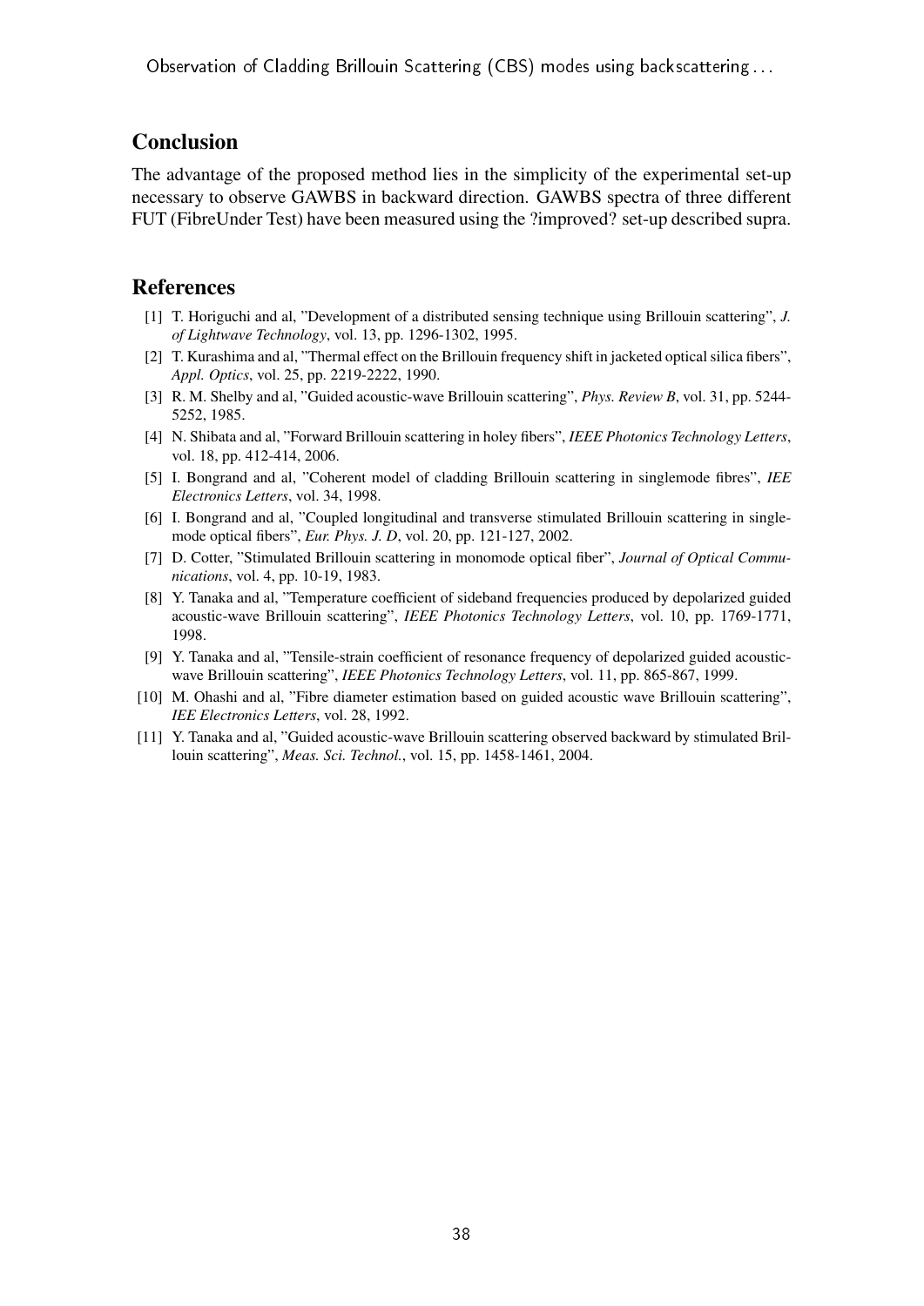## Conclusion

The advantage of the proposed method lies in the simplicity of the experimental set-up necessary to observe GAWBS in backward direction. GAWBS spectra of three different FUT (FibreUnder Test) have been measured using the ?improved? set-up described supra.

## References

[1] T. Horiguchi and al, "Development of a distributed sensing technique using Brillouin scattering", *J. of Lightwave Technology*, vol. 13, pp. 1296-1302, 1995.

[2] T. Kurashima and al, "Thermal effect on the Brillouin frequency shift in jacketed optical silica fibers", *Appl. Optics*, vol. 25, pp. 2219-2222, 1990.

[3] R. M. Shelby and al, "Guided acoustic-wave Brillouin scattering", *Phys. Review B*, vol. 31, pp. 5244-5252, 1985.

[4] N. Shibata and al, "Forward Brillouin scattering in holey fibers", *IEEE Photonics Technology Letters*, vol. 18, pp. 412-414, 2006.

[5] I. Bongrand and al, "Coherent model of cladding Brillouin scattering in singlemode fibres", *IEE Electronics Letters*, vol. 34, 1998.

[6] I. Bongrand and al, "Coupled longitudinal and transverse stimulated Brillouin scattering in single-mode optical fibers", *Eur. Phys. J. D*, vol. 20, pp. 121-127, 2002.

[7] D. Cotter, "Stimulated Brillouin scattering in monomode optical fiber", *Journal of Optical Communications*, vol. 4, pp. 10-19, 1983.

[8] Y. Tanaka and al, "Temperature coefficient of sideband frequencies produced by depolarized guided acoustic-wave Brillouin scattering", *IEEE Photonics Technology Letters*, vol. 10, pp. 1769-1771, 1998.

[9] Y. Tanaka and al, "Tensile-strain coefficient of resonance frequency of depolarized guided acoustic-wave Brillouin scattering", *IEEE Photonics Technology Letters*, vol. 11, pp. 865-867, 1999.

[10] M. Ohashi and al, "Fibre diameter estimation based on guided acoustic wave Brillouin scattering", *IEE Electronics Letters*, vol. 28, 1992.

[11] Y. Tanaka and al, "Guided acoustic-wave Brillouin scattering observed backward by stimulated Brillouin scattering", *Meas. Sci. Technol.*, vol. 15, pp. 1458-1461, 2004.